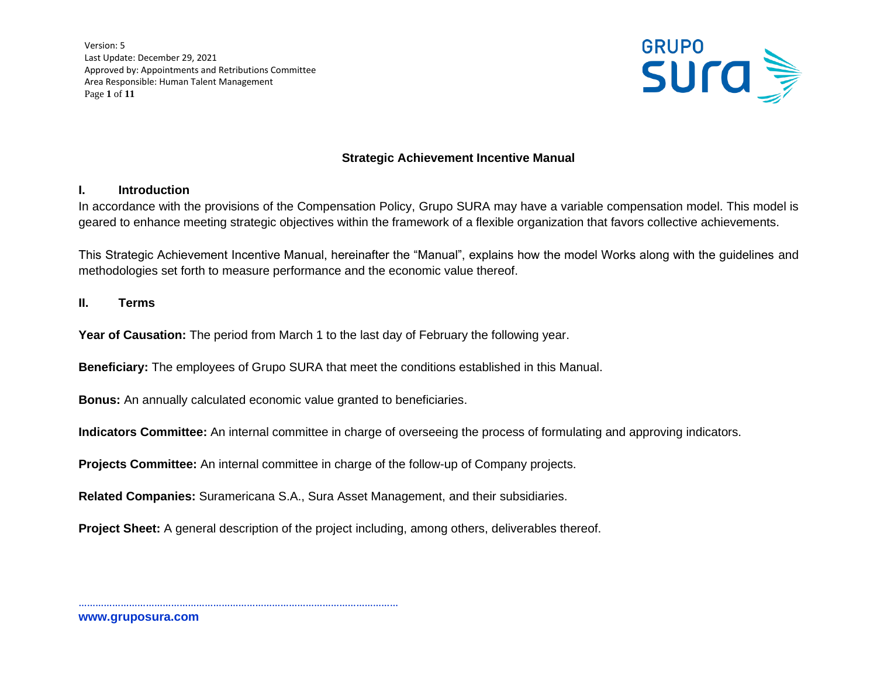# Strategic Achievement Incentive Manual

## I. Introduction

In accordance with the provisions of the Compensation Policy, Grupo SURA may have a variable compensation model. This model is geared to enhance meeting strategic objectives within the framework of a flexible organization that favors collective achievements.

This Strategic Achievement Incentive Manual, hereinafter the "Manual", explains how the model Works along with the guidelines and methodologies set forth to measure performance and the economic value thereof.

## II. Terms

**Year of Causation:** The period from March 1 to the last day of February the following year.

**Beneficiary:** The employees of Grupo SURA that meet the conditions established in this Manual.

**Bonus:** An annually calculated economic value granted to beneficiaries.

**Indicators Committee:** An internal committee in charge of overseeing the process of formulating and approving indicators.

**Projects Committee:** An internal committee in charge of the follow-up of Company projects.

**Related Companies:** Suramericana S.A., Sura Asset Management, and their subsidiaries.

**Project Sheet:** A general description of the project including, among others, deliverables thereof.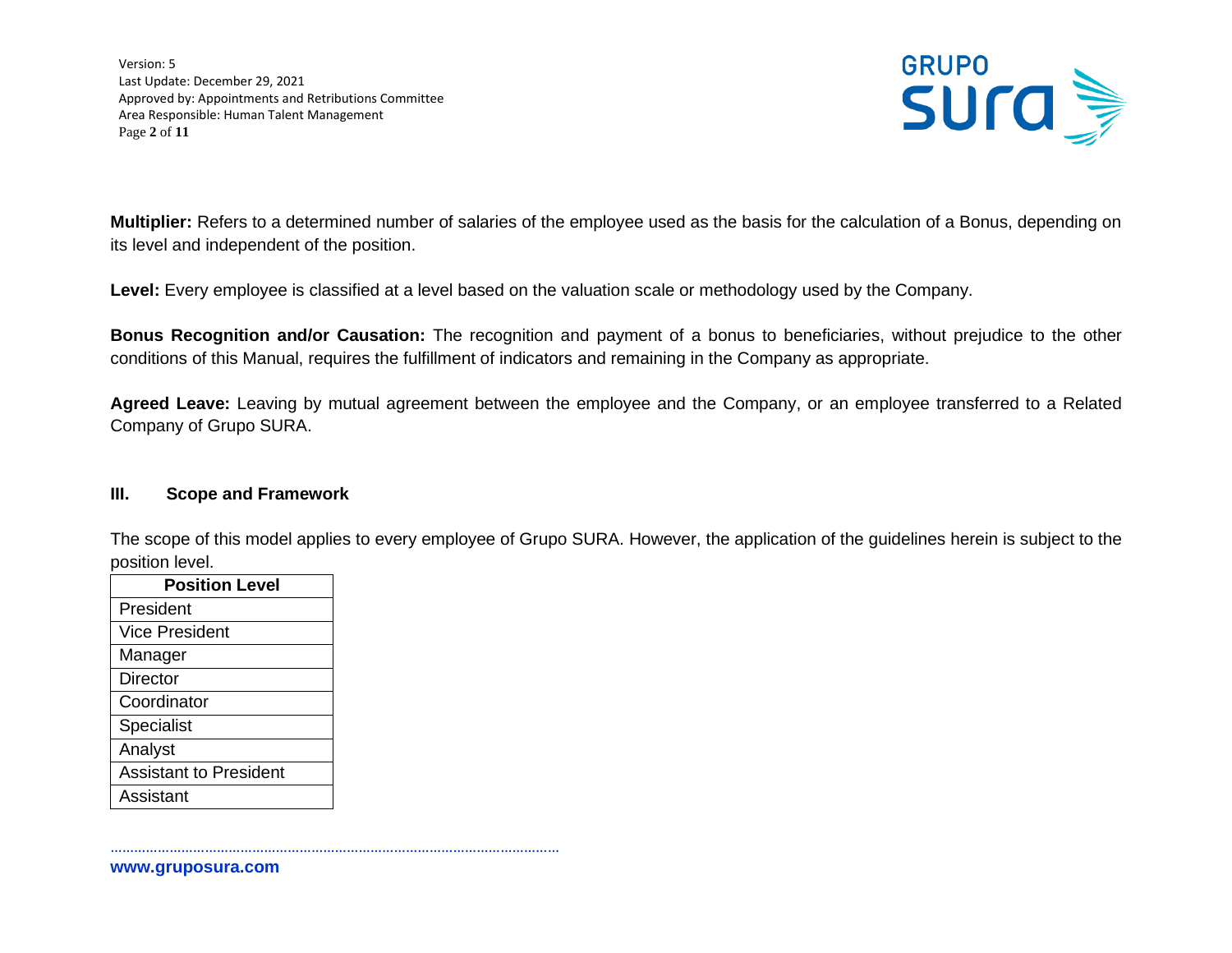**Multiplier:** Refers to a determined number of salaries of the employee used as the basis for the calculation of a Bonus, depending on its level and independent of the position.

**Level:** Every employee is classified at a level based on the valuation scale or methodology used by the Company.

**Bonus Recognition and/or Causation:** The recognition and payment of a bonus to beneficiaries, without prejudice to the other conditions of this Manual, requires the fulfillment of indicators and remaining in the Company as appropriate.

**Agreed Leave:** Leaving by mutual agreement between the employee and the Company, or an employee transferred to a Related Company of Grupo SURA.

## III. Scope and Framework

The scope of this model applies to every employee of Grupo SURA. However, the application of the guidelines herein is subject to the position level.

| Position Level |
|---|
| President |
| Vice President |
| Manager |
| Director |
| Coordinator |
| Specialist |
| Analyst |
| Assistant to President |
| Assistant |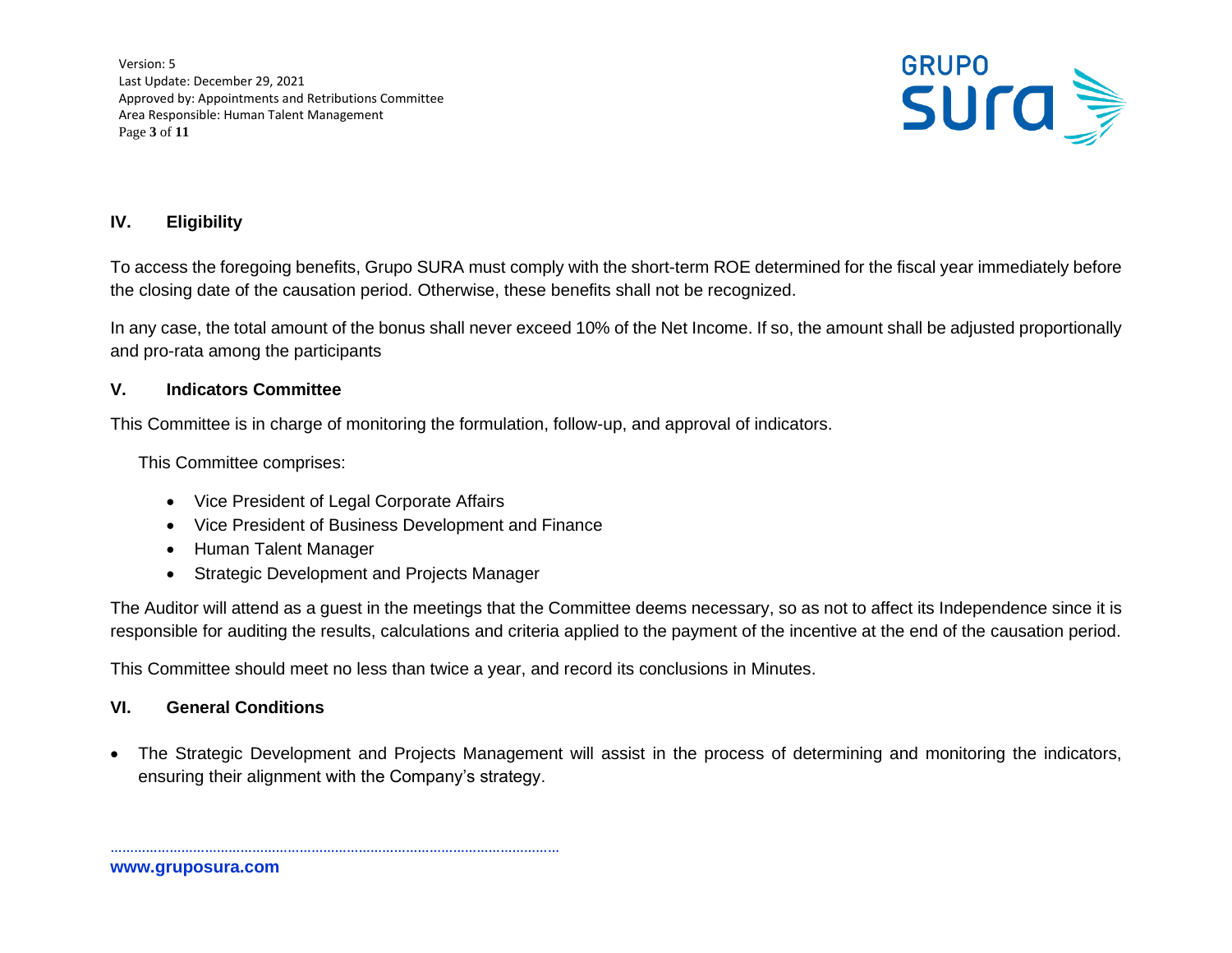## IV. Eligibility

To access the foregoing benefits, Grupo SURA must comply with the short-term ROE determined for the fiscal year immediately before the closing date of the causation period. Otherwise, these benefits shall not be recognized.

In any case, the total amount of the bonus shall never exceed 10% of the Net Income. If so, the amount shall be adjusted proportionally and pro-rata among the participants

## V. Indicators Committee

This Committee is in charge of monitoring the formulation, follow-up, and approval of indicators.

This Committee comprises:

- Vice President of Legal Corporate Affairs
- Vice President of Business Development and Finance
- Human Talent Manager
- Strategic Development and Projects Manager

The Auditor will attend as a guest in the meetings that the Committee deems necessary, so as not to affect its Independence since it is responsible for auditing the results, calculations and criteria applied to the payment of the incentive at the end of the causation period.

This Committee should meet no less than twice a year, and record its conclusions in Minutes.

## VI. General Conditions

- The Strategic Development and Projects Management will assist in the process of determining and monitoring the indicators, ensuring their alignment with the Company's strategy.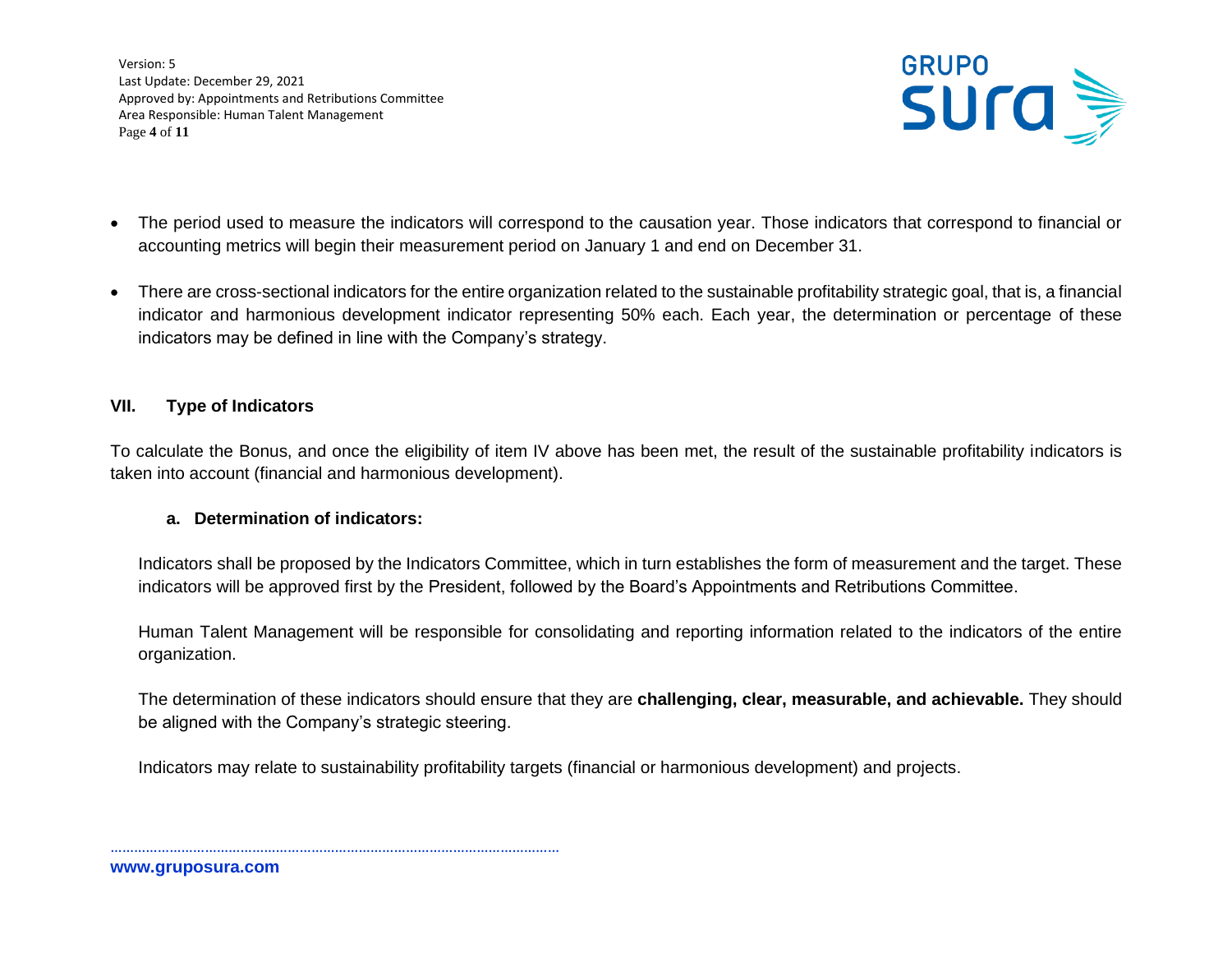- The period used to measure the indicators will correspond to the causation year. Those indicators that correspond to financial or accounting metrics will begin their measurement period on January 1 and end on December 31.

- There are cross-sectional indicators for the entire organization related to the sustainable profitability strategic goal, that is, a financial indicator and harmonious development indicator representing 50% each. Each year, the determination or percentage of these indicators may be defined in line with the Company's strategy.

## VII. Type of Indicators

To calculate the Bonus, and once the eligibility of item IV above has been met, the result of the sustainable profitability indicators is taken into account (financial and harmonious development).

### a. Determination of indicators:

Indicators shall be proposed by the Indicators Committee, which in turn establishes the form of measurement and the target. These indicators will be approved first by the President, followed by the Board's Appointments and Retributions Committee.

Human Talent Management will be responsible for consolidating and reporting information related to the indicators of the entire organization.

The determination of these indicators should ensure that they are **challenging, clear, measurable, and achievable.** They should be aligned with the Company's strategic steering.

Indicators may relate to sustainability profitability targets (financial or harmonious development) and projects.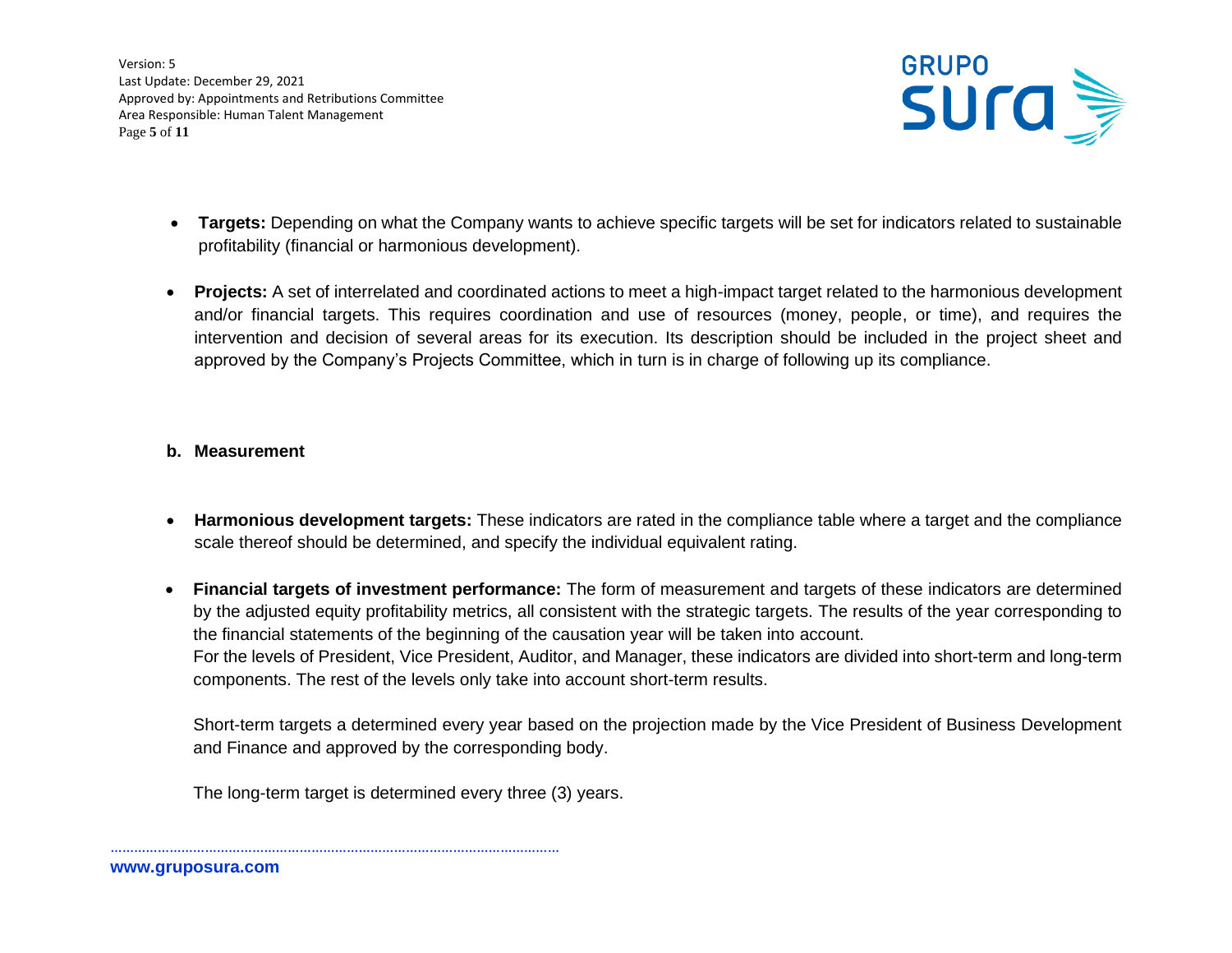- **Targets:** Depending on what the Company wants to achieve specific targets will be set for indicators related to sustainable profitability (financial or harmonious development).

- **Projects:** A set of interrelated and coordinated actions to meet a high-impact target related to the harmonious development and/or financial targets. This requires coordination and use of resources (money, people, or time), and requires the intervention and decision of several areas for its execution. Its description should be included in the project sheet and approved by the Company's Projects Committee, which in turn is in charge of following up its compliance.

**b. Measurement**

- **Harmonious development targets:** These indicators are rated in the compliance table where a target and the compliance scale thereof should be determined, and specify the individual equivalent rating.

- **Financial targets of investment performance:** The form of measurement and targets of these indicators are determined by the adjusted equity profitability metrics, all consistent with the strategic targets. The results of the year corresponding to the financial statements of the beginning of the causation year will be taken into account.
  For the levels of President, Vice President, Auditor, and Manager, these indicators are divided into short-term and long-term components. The rest of the levels only take into account short-term results.

  Short-term targets a determined every year based on the projection made by the Vice President of Business Development and Finance and approved by the corresponding body.

  The long-term target is determined every three (3) years.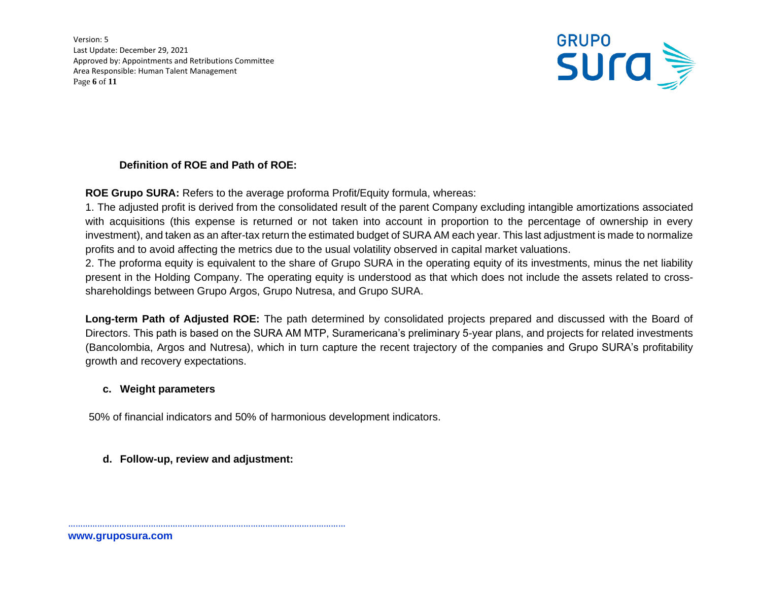**Definition of ROE and Path of ROE:**

**ROE Grupo SURA:** Refers to the average proforma Profit/Equity formula, whereas:

1. The adjusted profit is derived from the consolidated result of the parent Company excluding intangible amortizations associated with acquisitions (this expense is returned or not taken into account in proportion to the percentage of ownership in every investment), and taken as an after-tax return the estimated budget of SURA AM each year. This last adjustment is made to normalize profits and to avoid affecting the metrics due to the usual volatility observed in capital market valuations.
2. The proforma equity is equivalent to the share of Grupo SURA in the operating equity of its investments, minus the net liability present in the Holding Company. The operating equity is understood as that which does not include the assets related to cross-shareholdings between Grupo Argos, Grupo Nutresa, and Grupo SURA.

**Long-term Path of Adjusted ROE:** The path determined by consolidated projects prepared and discussed with the Board of Directors. This path is based on the SURA AM MTP, Suramericana's preliminary 5-year plans, and projects for related investments (Bancolombia, Argos and Nutresa), which in turn capture the recent trajectory of the companies and Grupo SURA's profitability growth and recovery expectations.

**c. Weight parameters**

50% of financial indicators and 50% of harmonious development indicators.

**d. Follow-up, review and adjustment:**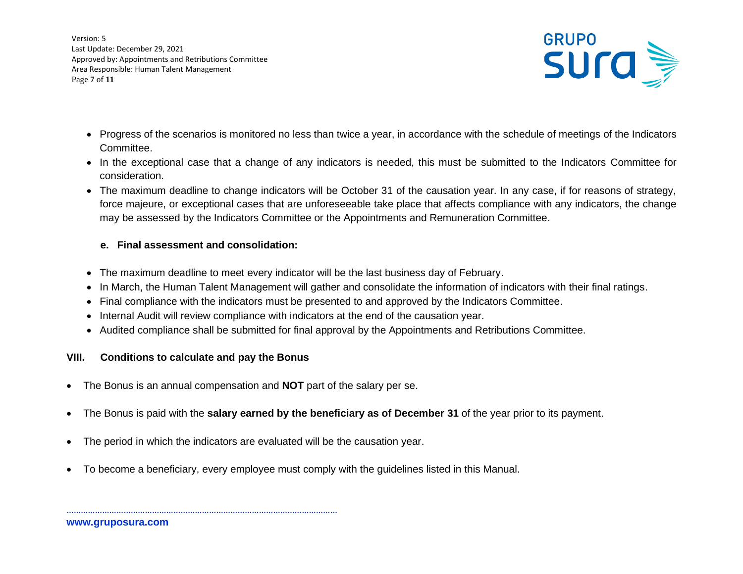- Progress of the scenarios is monitored no less than twice a year, in accordance with the schedule of meetings of the Indicators Committee.
- In the exceptional case that a change of any indicators is needed, this must be submitted to the Indicators Committee for consideration.
- The maximum deadline to change indicators will be October 31 of the causation year. In any case, if for reasons of strategy, force majeure, or exceptional cases that are unforeseeable take place that affects compliance with any indicators, the change may be assessed by the Indicators Committee or the Appointments and Remuneration Committee.

#### e. Final assessment and consolidation:

- The maximum deadline to meet every indicator will be the last business day of February.
- In March, the Human Talent Management will gather and consolidate the information of indicators with their final ratings.
- Final compliance with the indicators must be presented to and approved by the Indicators Committee.
- Internal Audit will review compliance with indicators at the end of the causation year.
- Audited compliance shall be submitted for final approval by the Appointments and Retributions Committee.

## VIII. Conditions to calculate and pay the Bonus

- The Bonus is an annual compensation and **NOT** part of the salary per se.
- The Bonus is paid with the **salary earned by the beneficiary as of December 31** of the year prior to its payment.
- The period in which the indicators are evaluated will be the causation year.
- To become a beneficiary, every employee must comply with the guidelines listed in this Manual.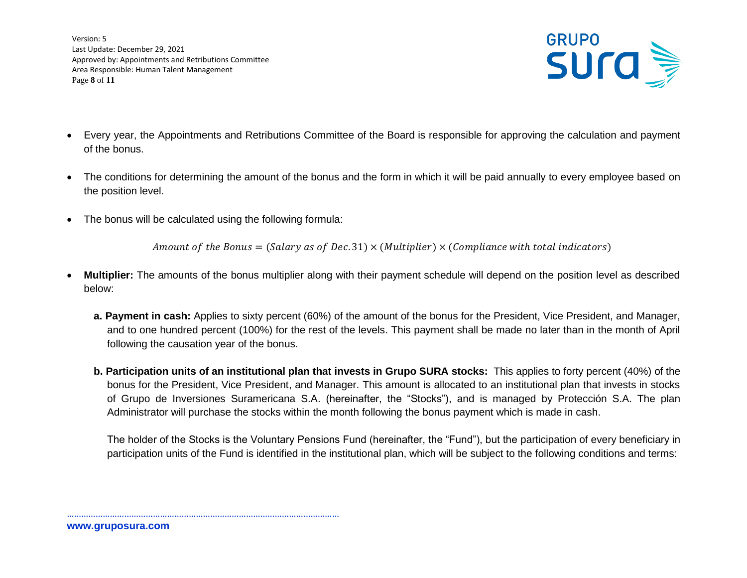- Every year, the Appointments and Retributions Committee of the Board is responsible for approving the calculation and payment of the bonus.

- The conditions for determining the amount of the bonus and the form in which it will be paid annually to every employee based on the position level.

- The bonus will be calculated using the following formula:

$$Amount\ of\ the\ Bonus = (Salary\ as\ of\ Dec.31) \times (Multiplier) \times (Compliance\ with\ total\ indicators)$$

- **Multiplier:** The amounts of the bonus multiplier along with their payment schedule will depend on the position level as described below:

  **a. Payment in cash:** Applies to sixty percent (60%) of the amount of the bonus for the President, Vice President, and Manager, and to one hundred percent (100%) for the rest of the levels. This payment shall be made no later than in the month of April following the causation year of the bonus.

  **b. Participation units of an institutional plan that invests in Grupo SURA stocks:** This applies to forty percent (40%) of the bonus for the President, Vice President, and Manager. This amount is allocated to an institutional plan that invests in stocks of Grupo de Inversiones Suramericana S.A. (hereinafter, the "Stocks"), and is managed by Protección S.A. The plan Administrator will purchase the stocks within the month following the bonus payment which is made in cash.

  The holder of the Stocks is the Voluntary Pensions Fund (hereinafter, the "Fund"), but the participation of every beneficiary in participation units of the Fund is identified in the institutional plan, which will be subject to the following conditions and terms: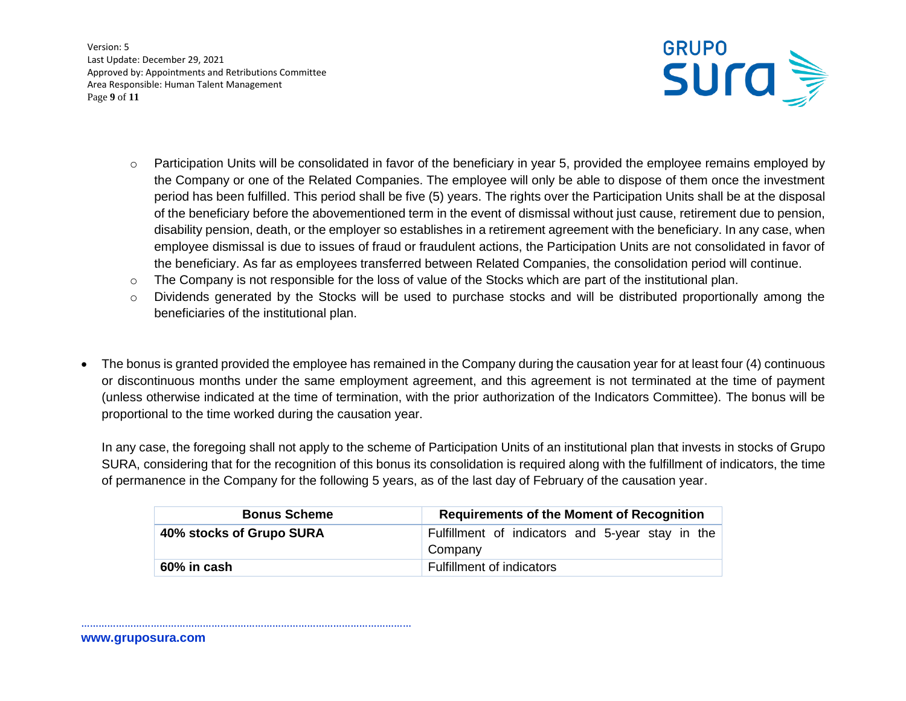- Participation Units will be consolidated in favor of the beneficiary in year 5, provided the employee remains employed by the Company or one of the Related Companies. The employee will only be able to dispose of them once the investment period has been fulfilled. This period shall be five (5) years. The rights over the Participation Units shall be at the disposal of the beneficiary before the abovementioned term in the event of dismissal without just cause, retirement due to pension, disability pension, death, or the employer so establishes in a retirement agreement with the beneficiary. In any case, when employee dismissal is due to issues of fraud or fraudulent actions, the Participation Units are not consolidated in favor of the beneficiary. As far as employees transferred between Related Companies, the consolidation period will continue.
  - The Company is not responsible for the loss of value of the Stocks which are part of the institutional plan.
  - Dividends generated by the Stocks will be used to purchase stocks and will be distributed proportionally among the beneficiaries of the institutional plan.

- The bonus is granted provided the employee has remained in the Company during the causation year for at least four (4) continuous or discontinuous months under the same employment agreement, and this agreement is not terminated at the time of payment (unless otherwise indicated at the time of termination, with the prior authorization of the Indicators Committee). The bonus will be proportional to the time worked during the causation year.

  In any case, the foregoing shall not apply to the scheme of Participation Units of an institutional plan that invests in stocks of Grupo SURA, considering that for the recognition of this bonus its consolidation is required along with the fulfillment of indicators, the time of permanence in the Company for the following 5 years, as of the last day of February of the causation year.

| Bonus Scheme | Requirements of the Moment of Recognition |
|---|---|
| **40% stocks of Grupo SURA** | Fulfillment of indicators and 5-year stay in the Company |
| **60% in cash** | Fulfillment of indicators |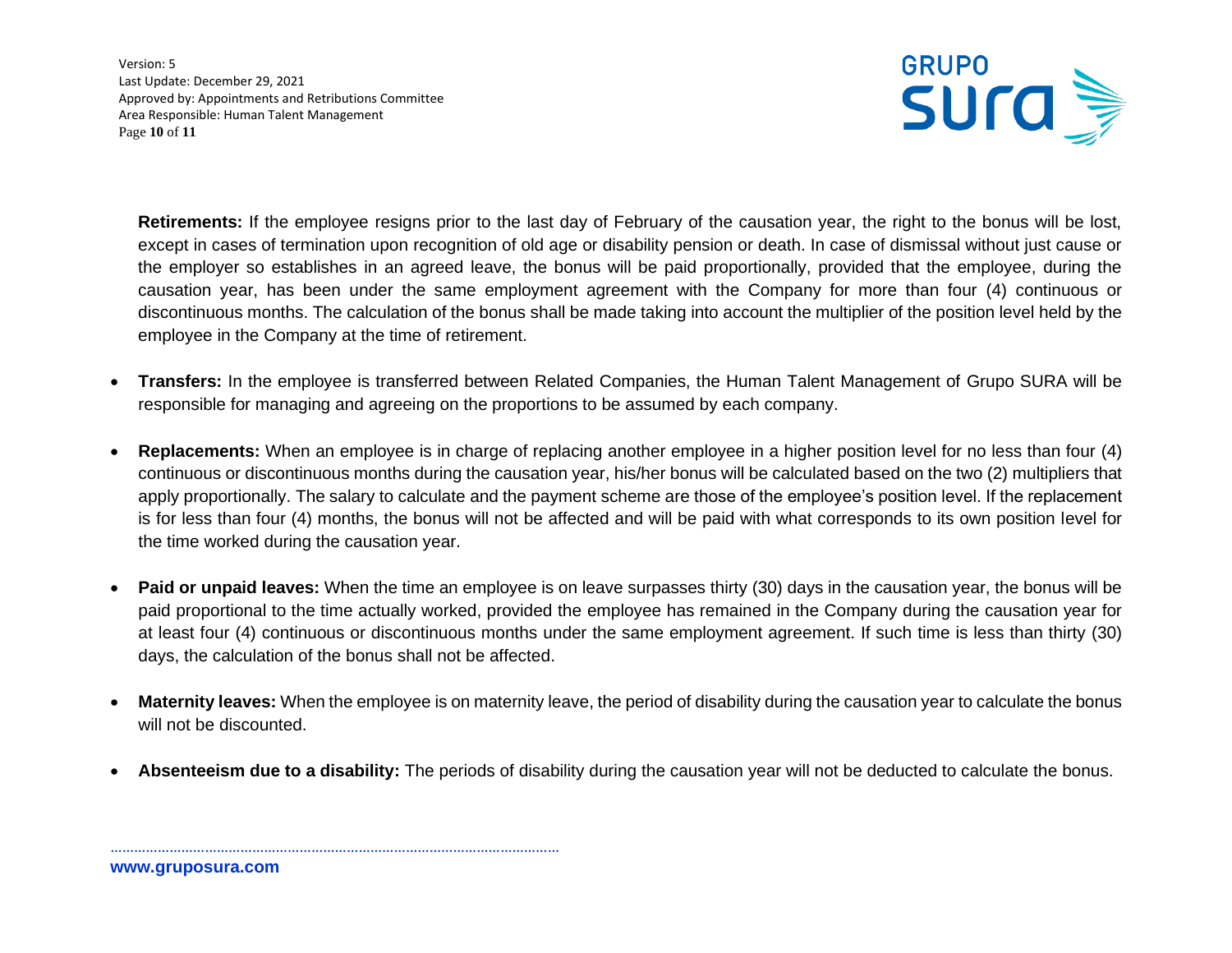**Retirements:** If the employee resigns prior to the last day of February of the causation year, the right to the bonus will be lost, except in cases of termination upon recognition of old age or disability pension or death. In case of dismissal without just cause or the employer so establishes in an agreed leave, the bonus will be paid proportionally, provided that the employee, during the causation year, has been under the same employment agreement with the Company for more than four (4) continuous or discontinuous months. The calculation of the bonus shall be made taking into account the multiplier of the position level held by the employee in the Company at the time of retirement.

- **Transfers:** In the employee is transferred between Related Companies, the Human Talent Management of Grupo SURA will be responsible for managing and agreeing on the proportions to be assumed by each company.

- **Replacements:** When an employee is in charge of replacing another employee in a higher position level for no less than four (4) continuous or discontinuous months during the causation year, his/her bonus will be calculated based on the two (2) multipliers that apply proportionally. The salary to calculate and the payment scheme are those of the employee's position level. If the replacement is for less than four (4) months, the bonus will not be affected and will be paid with what corresponds to its own position level for the time worked during the causation year.

- **Paid or unpaid leaves:** When the time an employee is on leave surpasses thirty (30) days in the causation year, the bonus will be paid proportional to the time actually worked, provided the employee has remained in the Company during the causation year for at least four (4) continuous or discontinuous months under the same employment agreement. If such time is less than thirty (30) days, the calculation of the bonus shall not be affected.

- **Maternity leaves:** When the employee is on maternity leave, the period of disability during the causation year to calculate the bonus will not be discounted.

- **Absenteeism due to a disability:** The periods of disability during the causation year will not be deducted to calculate the bonus.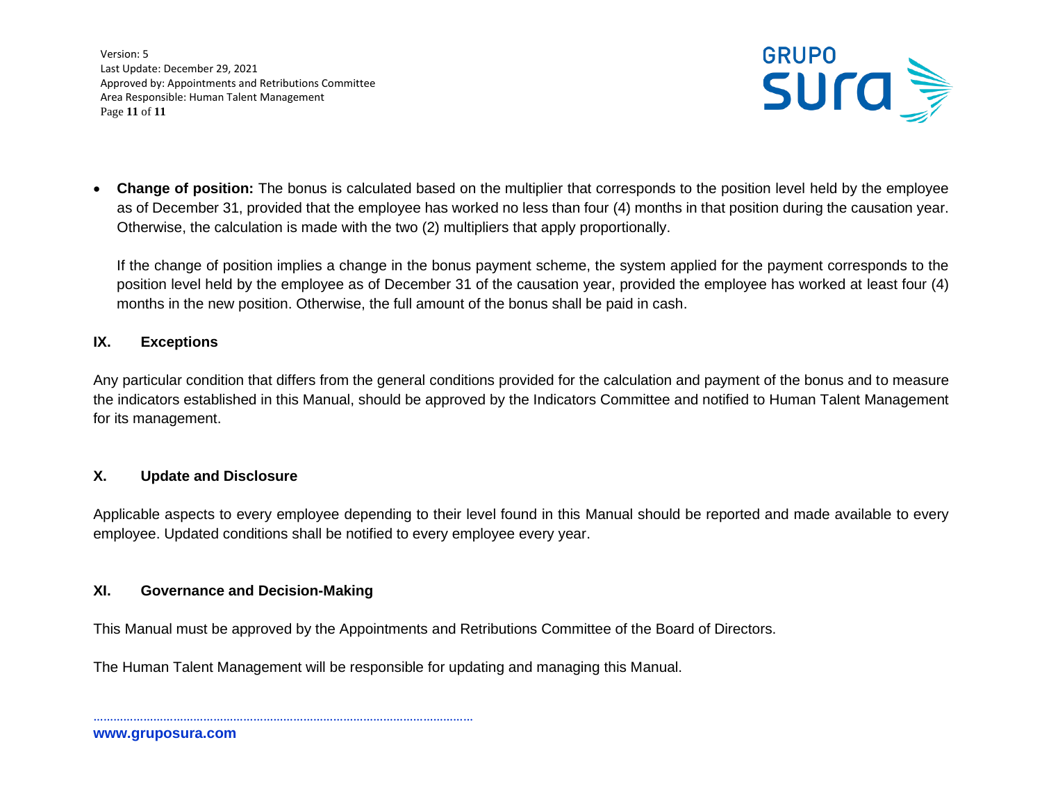- **Change of position:** The bonus is calculated based on the multiplier that corresponds to the position level held by the employee as of December 31, provided that the employee has worked no less than four (4) months in that position during the causation year. Otherwise, the calculation is made with the two (2) multipliers that apply proportionally.

  If the change of position implies a change in the bonus payment scheme, the system applied for the payment corresponds to the position level held by the employee as of December 31 of the causation year, provided the employee has worked at least four (4) months in the new position. Otherwise, the full amount of the bonus shall be paid in cash.

## IX. Exceptions

Any particular condition that differs from the general conditions provided for the calculation and payment of the bonus and to measure the indicators established in this Manual, should be approved by the Indicators Committee and notified to Human Talent Management for its management.

## X. Update and Disclosure

Applicable aspects to every employee depending to their level found in this Manual should be reported and made available to every employee. Updated conditions shall be notified to every employee every year.

## XI. Governance and Decision-Making

This Manual must be approved by the Appointments and Retributions Committee of the Board of Directors.

The Human Talent Management will be responsible for updating and managing this Manual.